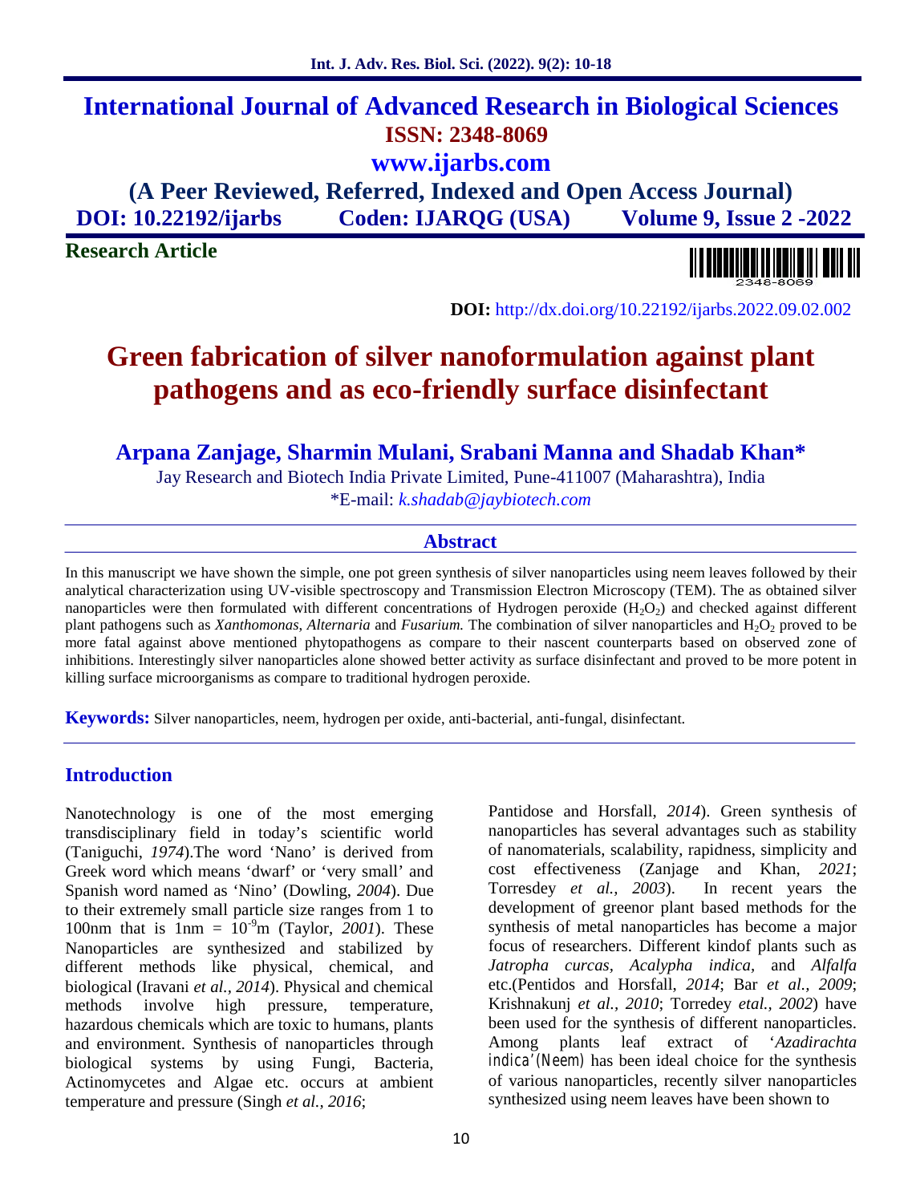# International Journal of Advanced Research in Biological Sciences

**ISSN: 2348-8069**

**www.ijarbs.com**

**(A Peer Reviewed, Referred, Indexed and Open Access Journal)**

**DOI: 10.22192/ijarbs Coden: IJARQG (USA) Volume 9, Issue 2 -2022**

**Research Article**

**DOI:** http://dx.doi.org/10.22192/ijarbs.2022.09.02.002

# Green fabrication of silver nanoformulation against plant pathogens and as eco-friendly surface disinfectant

**Arpana Zanjage, Sharmin Mulani, Srabani Manna and Shadab Khan***

Jay Research and Biotech India Private Limited, Pune-411007 (Maharashtra), India

*E-mail: *k.shadab@jaybiotech.com*

## Abstract

In this manuscript we have shown the simple, one pot green synthesis of silver nanoparticles using neem leaves followed by their analytical characterization using UV-visible spectroscopy and Transmission Electron Microscopy (TEM). The as obtained silver nanoparticles were then formulated with different concentrations of Hydrogen peroxide ($H_2O_2$) and checked against different plant pathogens such as *Xanthomonas*, *Alternaria* and *Fusarium.* The combination of silver nanoparticles and $H_2O_2$ proved to be more fatal against above mentioned phytopathogens as compare to their nascent counterparts based on observed zone of inhibitions. Interestingly silver nanoparticles alone showed better activity as surface disinfectant and proved to be more potent in killing surface microorganisms as compare to traditional hydrogen peroxide.

**Keywords:** Silver nanoparticles, neem, hydrogen per oxide, anti-bacterial, anti-fungal, disinfectant.

## Introduction

Nanotechnology is one of the most emerging transdisciplinary field in today's scientific world (Taniguchi, *1974*).The word 'Nano' is derived from Greek word which means 'dwarf' or 'very small' and Spanish word named as 'Nino' (Dowling, *2004*). Due to their extremely small particle size ranges from 1 to 100nm that is 1nm = $10^{-9}$m (Taylor, *2001*). These Nanoparticles are synthesized and stabilized by different methods like physical, chemical, and biological (Iravani *et al., 2014*). Physical and chemical methods involve high pressure, temperature, hazardous chemicals which are toxic to humans, plants and environment. Synthesis of nanoparticles through biological systems by using Fungi, Bacteria, Actinomycetes and Algae etc. occurs at ambient temperature and pressure (Singh *et al., 2016*; Pantidose and Horsfall, *2014*). Green synthesis of nanoparticles has several advantages such as stability of nanomaterials, scalability, rapidness, simplicity and cost effectiveness (Zanjage and Khan, *2021*; Torresdey *et al., 2003*). In recent years the development of greenor plant based methods for the synthesis of metal nanoparticles has become a major focus of researchers. Different kindof plants such as *Jatropha curcas*, *Acalypha indica*, and *Alfalfa* etc.(Pentidos and Horsfall, *2014*; Bar *et al., 2009*; Krishnakunj *et al., 2010*; Torredey *etal., 2002*) have been used for the synthesis of different nanoparticles. Among plants leaf extract of '*Azadirachta indica*'(Neem) has been ideal choice for the synthesis of various nanoparticles, recently silver nanoparticles synthesized using neem leaves have been shown to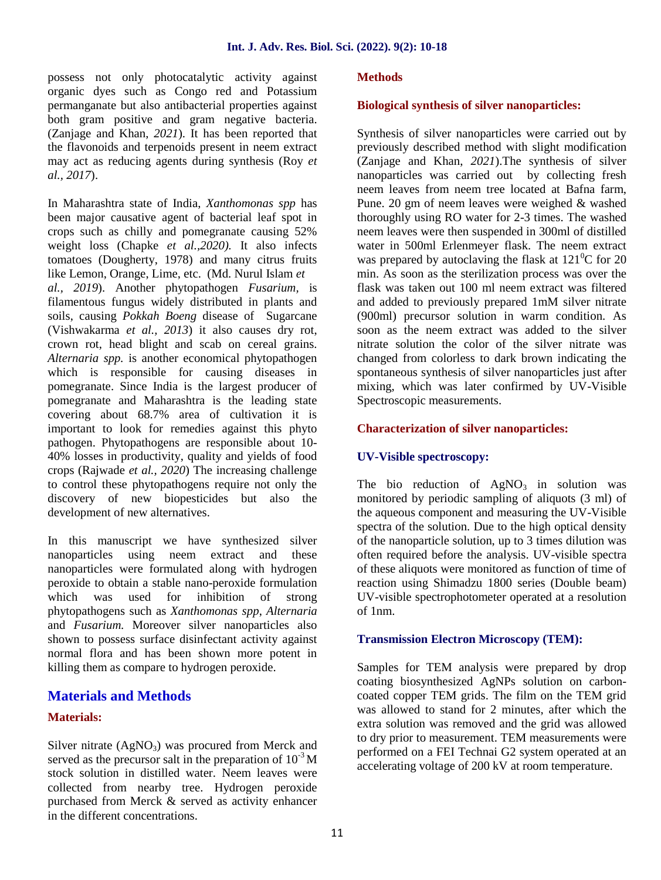possess not only photocatalytic activity against organic dyes such as Congo red and Potassium permanganate but also antibacterial properties against both gram positive and gram negative bacteria. (Zanjage and Khan, *2021*). It has been reported that the flavonoids and terpenoids present in neem extract may act as reducing agents during synthesis (Roy *et al., 2017*).

In Maharashtra state of India, *Xanthomonas spp* has been major causative agent of bacterial leaf spot in crops such as chilly and pomegranate causing 52% weight loss (Chapke *et al.,2020).* It also infects tomatoes (Dougherty, 1978) and many citrus fruits like Lemon, Orange, Lime, etc. (Md. Nurul Islam *et al., 2019*). Another phytopathogen *Fusarium,* is filamentous fungus widely distributed in plants and soils, causing *Pokkah Boeng* disease of Sugarcane (Vishwakarma *et al., 2013*) it also causes dry rot, crown rot, head blight and scab on cereal grains. *Alternaria spp.* is another economical phytopathogen which is responsible for causing diseases in pomegranate. Since India is the largest producer of pomegranate and Maharashtra is the leading state covering about 68.7% area of cultivation it is important to look for remedies against this phyto pathogen. Phytopathogens are responsible about 10-40% losses in productivity, quality and yields of food crops (Rajwade *et al., 2020*) The increasing challenge to control these phytopathogens require not only the discovery of new biopesticides but also the development of new alternatives.

In this manuscript we have synthesized silver nanoparticles using neem extract and these nanoparticles were formulated along with hydrogen peroxide to obtain a stable nano-peroxide formulation which was used for inhibition of strong phytopathogens such as *Xanthomonas spp*, *Alternaria* and *Fusarium.* Moreover silver nanoparticles also shown to possess surface disinfectant activity against normal flora and has been shown more potent in killing them as compare to hydrogen peroxide.

## Materials and Methods

### Materials:

Silver nitrate ($AgNO_3$) was procured from Merck and served as the precursor salt in the preparation of $10^{-3}$ M stock solution in distilled water. Neem leaves were collected from nearby tree. Hydrogen peroxide purchased from Merck & served as activity enhancer in the different concentrations.

### Methods

#### Biological synthesis of silver nanoparticles:

Synthesis of silver nanoparticles were carried out by previously described method with slight modification (Zanjage and Khan, *2021*).The synthesis of silver nanoparticles was carried out by collecting fresh neem leaves from neem tree located at Bafna farm, Pune. 20 gm of neem leaves were weighed & washed thoroughly using RO water for 2-3 times. The washed neem leaves were then suspended in 300ml of distilled water in 500ml Erlenmeyer flask. The neem extract was prepared by autoclaving the flask at $121^0$C for 20 min. As soon as the sterilization process was over the flask was taken out 100 ml neem extract was filtered and added to previously prepared 1mM silver nitrate (900ml) precursor solution in warm condition. As soon as the neem extract was added to the silver nitrate solution the color of the silver nitrate was changed from colorless to dark brown indicating the spontaneous synthesis of silver nanoparticles just after mixing, which was later confirmed by UV-Visible Spectroscopic measurements.

#### Characterization of silver nanoparticles:

#### UV-Visible spectroscopy:

The bio reduction of $AgNO_3$ in solution was monitored by periodic sampling of aliquots (3 ml) of the aqueous component and measuring the UV-Visible spectra of the solution. Due to the high optical density of the nanoparticle solution, up to 3 times dilution was often required before the analysis. UV-visible spectra of these aliquots were monitored as function of time of reaction using Shimadzu 1800 series (Double beam) UV-visible spectrophotometer operated at a resolution of 1nm.

#### Transmission Electron Microscopy (TEM):

Samples for TEM analysis were prepared by drop coating biosynthesized AgNPs solution on carbon-coated copper TEM grids. The film on the TEM grid was allowed to stand for 2 minutes, after which the extra solution was removed and the grid was allowed to dry prior to measurement. TEM measurements were performed on a FEI Technai G2 system operated at an accelerating voltage of 200 kV at room temperature.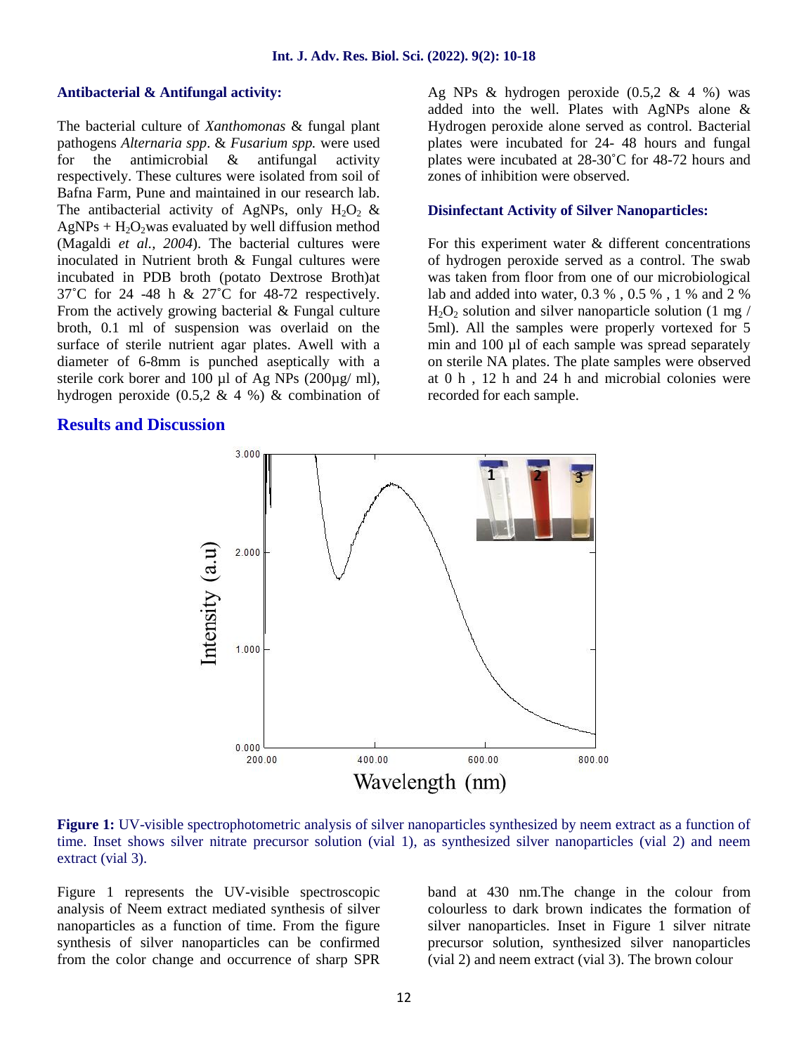### Antibacterial & Antifungal activity:

The bacterial culture of *Xanthomonas* & fungal plant pathogens *Alternaria spp*. & *Fusarium spp.* were used for the antimicrobial & antifungal activity respectively. These cultures were isolated from soil of Bafna Farm, Pune and maintained in our research lab. The antibacterial activity of AgNPs, only $H_2O_2$ & AgNPs + $H_2O_2$was evaluated by well diffusion method (Magaldi *et al., 2004*). The bacterial cultures were inoculated in Nutrient broth & Fungal cultures were incubated in PDB broth (potato Dextrose Broth)at 37˚C for 24 -48 h & 27˚C for 48-72 respectively. From the actively growing bacterial & Fungal culture broth, 0.1 ml of suspension was overlaid on the surface of sterile nutrient agar plates. Awell with a diameter of 6-8mm is punched aseptically with a sterile cork borer and 100 µl of Ag NPs (200µg/ ml), hydrogen peroxide (0.5,2 & 4 %) & combination of Ag NPs & hydrogen peroxide (0.5,2 & 4 %) was added into the well. Plates with AgNPs alone & Hydrogen peroxide alone served as control. Bacterial plates were incubated for 24- 48 hours and fungal plates were incubated at 28-30˚C for 48-72 hours and zones of inhibition were observed.

### Disinfectant Activity of Silver Nanoparticles:

For this experiment water & different concentrations of hydrogen peroxide served as a control. The swab was taken from floor from one of our microbiological lab and added into water, 0.3 % , 0.5 % , 1 % and 2 % $H_2O_2$ solution and silver nanoparticle solution (1 mg / 5ml). All the samples were properly vortexed for 5 min and 100 µl of each sample was spread separately on sterile NA plates. The plate samples were observed at 0 h , 12 h and 24 h and microbial colonies were recorded for each sample.

## Results and Discussion

**Figure 1:** UV-visible spectrophotometric analysis of silver nanoparticles synthesized by neem extract as a function of time. Inset shows silver nitrate precursor solution (vial 1), as synthesized silver nanoparticles (vial 2) and neem extract (vial 3).

Figure 1 represents the UV-visible spectroscopic analysis of Neem extract mediated synthesis of silver nanoparticles as a function of time. From the figure synthesis of silver nanoparticles can be confirmed from the color change and occurrence of sharp SPR band at 430 nm.The change in the colour from colourless to dark brown indicates the formation of silver nanoparticles. Inset in Figure 1 silver nitrate precursor solution, synthesized silver nanoparticles (vial 2) and neem extract (vial 3). The brown colour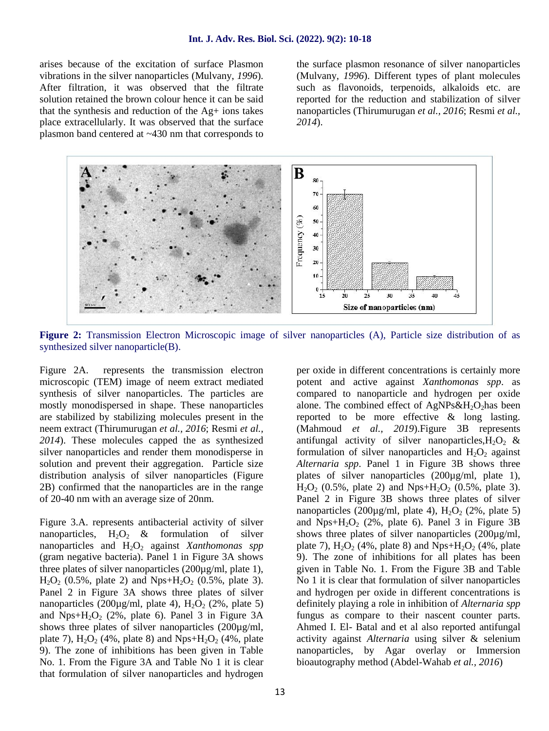arises because of the excitation of surface Plasmon vibrations in the silver nanoparticles (Mulvany, *1996*). After filtration, it was observed that the filtrate solution retained the brown colour hence it can be said that the synthesis and reduction of the Ag+ ions takes place extracellularly. It was observed that the surface plasmon band centered at ~430 nm that corresponds to the surface plasmon resonance of silver nanoparticles (Mulvany, *1996*). Different types of plant molecules such as flavonoids, terpenoids, alkaloids etc. are reported for the reduction and stabilization of silver nanoparticles (Thirumurugan *et al., 2016*; Resmi *et al., 2014*).

**Figure 2:** Transmission Electron Microscopic image of silver nanoparticles (A), Particle size distribution of as synthesized silver nanoparticle(B).

Figure 2A. represents the transmission electron microscopic (TEM) image of neem extract mediated synthesis of silver nanoparticles. The particles are mostly monodispersed in shape. These nanoparticles are stabilized by stabilizing molecules present in the neem extract (Thirumurugan *et al., 2016*; Resmi *et al., 2014*). These molecules capped the as synthesized silver nanoparticles and render them monodisperse in solution and prevent their aggregation. Particle size distribution analysis of silver nanoparticles (Figure 2B) confirmed that the nanoparticles are in the range of 20-40 nm with an average size of 20nm.

Figure 3.A. represents antibacterial activity of silver nanoparticles, $H_2O_2$ & formulation of silver nanoparticles and $H_2O_2$ against *Xanthomonas spp* (gram negative bacteria). Panel 1 in Figure 3A shows three plates of silver nanoparticles (200µg/ml, plate 1), $H_2O_2$ (0.5%, plate 2) and Nps+$H_2O_2$ (0.5%, plate 3). Panel 2 in Figure 3A shows three plates of silver nanoparticles (200µg/ml, plate 4), $H_2O_2$ (2%, plate 5) and Nps+$H_2O_2$ (2%, plate 6). Panel 3 in Figure 3A shows three plates of silver nanoparticles (200µg/ml, plate 7), $H_2O_2$ (4%, plate 8) and Nps+$H_2O_2$ (4%, plate 9). The zone of inhibitions has been given in Table No. 1. From the Figure 3A and Table No 1 it is clear that formulation of silver nanoparticles and hydrogen per oxide in different concentrations is certainly more potent and active against *Xanthomonas spp*. as compared to nanoparticle and hydrogen per oxide alone. The combined effect of AgNPs&$H_2O_2$has been reported to be more effective & long lasting. (Mahmoud *et al., 2019*).Figure 3B represents antifungal activity of silver nanoparticles,$H_2O_2$ & formulation of silver nanoparticles and $H_2O_2$ against *Alternaria spp*. Panel 1 in Figure 3B shows three plates of silver nanoparticles (200µg/ml, plate 1), $H_2O_2$ (0.5%, plate 2) and Nps+$H_2O_2$ (0.5%, plate 3). Panel 2 in Figure 3B shows three plates of silver nanoparticles (200µg/ml, plate 4), $H_2O_2$ (2%, plate 5) and Nps+$H_2O_2$ (2%, plate 6). Panel 3 in Figure 3B shows three plates of silver nanoparticles (200µg/ml, plate 7), $H_2O_2$ (4%, plate 8) and Nps+$H_2O_2$ (4%, plate 9). The zone of inhibitions for all plates has been given in Table No. 1. From the Figure 3B and Table No 1 it is clear that formulation of silver nanoparticles and hydrogen per oxide in different concentrations is definitely playing a role in inhibition of *Alternaria spp* fungus as compare to their nascent counter parts. Ahmed I. El- Batal and et al also reported antifungal activity against *Alternaria* using silver & selenium nanoparticles, by Agar overlay or Immersion bioautography method (Abdel-Wahab *et al., 2016*)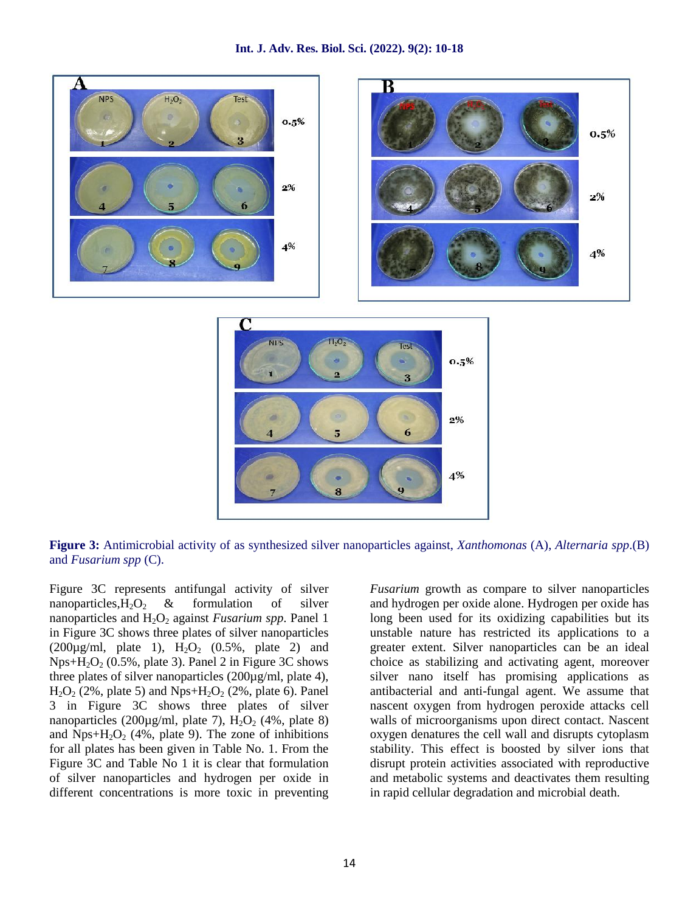**Figure 3:** Antimicrobial activity of as synthesized silver nanoparticles against, *Xanthomonas* (A), *Alternaria spp*.(B) and *Fusarium spp* (C).

Figure 3C represents antifungal activity of silver nanoparticles, $H_2O_2$ & formulation of silver nanoparticles and $H_2O_2$ against *Fusarium spp.* Panel 1 in Figure 3C shows three plates of silver nanoparticles (200µg/ml, plate 1), $H_2O_2$ (0.5%, plate 2) and Nps+$H_2O_2$ (0.5%, plate 3). Panel 2 in Figure 3C shows three plates of silver nanoparticles (200µg/ml, plate 4), $H_2O_2$ (2%, plate 5) and Nps+$H_2O_2$ (2%, plate 6). Panel 3 in Figure 3C shows three plates of silver nanoparticles (200µg/ml, plate 7), $H_2O_2$ (4%, plate 8) and Nps+$H_2O_2$ (4%, plate 9). The zone of inhibitions for all plates has been given in Table No. 1. From the Figure 3C and Table No 1 it is clear that formulation of silver nanoparticles and hydrogen per oxide in different concentrations is more toxic in preventing *Fusarium* growth as compare to silver nanoparticles and hydrogen per oxide alone. Hydrogen per oxide has long been used for its oxidizing capabilities but its unstable nature has restricted its applications to a greater extent. Silver nanoparticles can be an ideal choice as stabilizing and activating agent, moreover silver nano itself has promising applications as antibacterial and anti-fungal agent. We assume that nascent oxygen from hydrogen peroxide attacks cell walls of microorganisms upon direct contact. Nascent oxygen denatures the cell wall and disrupts cytoplasm stability. This effect is boosted by silver ions that disrupt protein activities associated with reproductive and metabolic systems and deactivates them resulting in rapid cellular degradation and microbial death.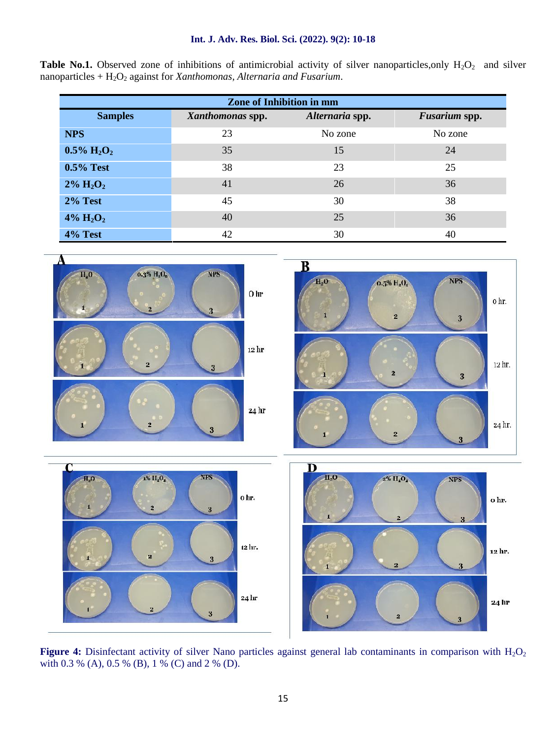**Table No.1.** Observed zone of inhibitions of antimicrobial activity of silver nanoparticles,only $H_2O_2$ and silver nanoparticles + $H_2O_2$ against for *Xanthomonas*, *Alternaria and Fusarium*.

| Zone of Inhibition in mm | | | |
|---|---|---|---|
| **Samples** | ***Xanthomonas* spp.** | ***Alternaria* spp.** | ***Fusarium* spp.** |
| **NPS** | 23 | No zone | No zone |
| **0.5% $H_2O_2$** | 35 | 15 | 24 |
| **0.5% Test** | 38 | 23 | 25 |
| **2% $H_2O_2$** | 41 | 26 | 36 |
| **2% Test** | 45 | 30 | 38 |
| **4% $H_2O_2$** | 40 | 25 | 36 |
| **4% Test** | 42 | 30 | 40 |

**Figure 4:** Disinfectant activity of silver Nano particles against general lab contaminants in comparison with $H_2O_2$ with 0.3 % (A), 0.5 % (B), 1 % (C) and 2 % (D).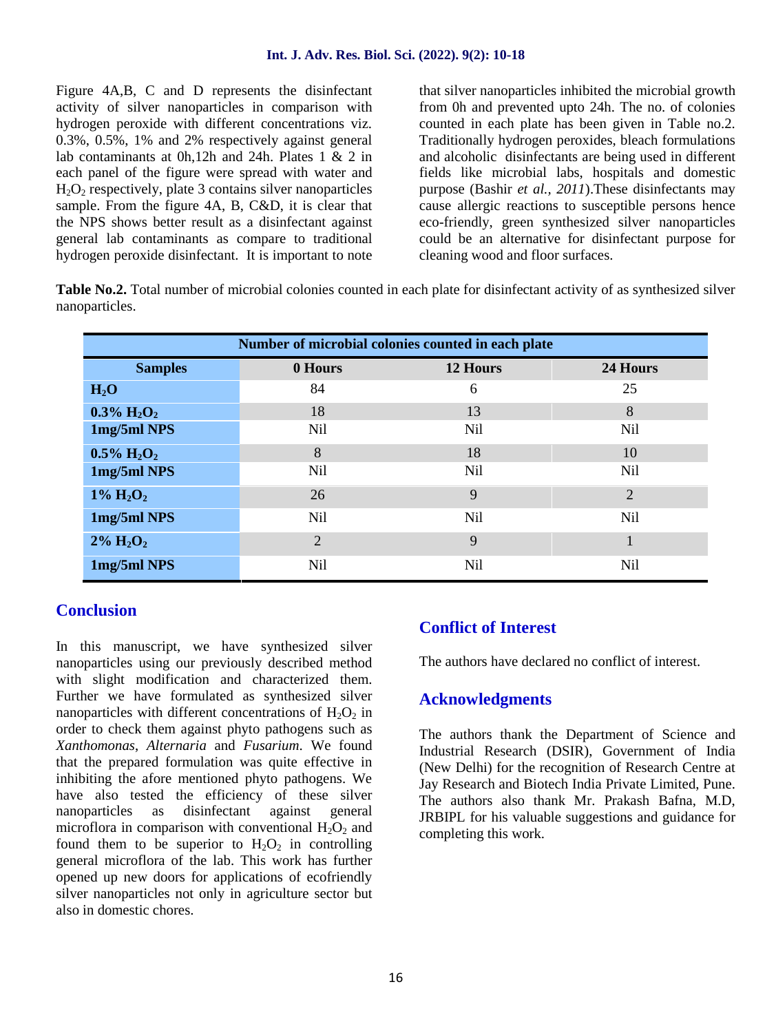Figure 4A,B, C and D represents the disinfectant activity of silver nanoparticles in comparison with hydrogen peroxide with different concentrations viz. 0.3%, 0.5%, 1% and 2% respectively against general lab contaminants at 0h,12h and 24h. Plates 1 & 2 in each panel of the figure were spread with water and $H_2O_2$ respectively, plate 3 contains silver nanoparticles sample. From the figure 4A, B, C&D, it is clear that the NPS shows better result as a disinfectant against general lab contaminants as compare to traditional hydrogen peroxide disinfectant. It is important to note that silver nanoparticles inhibited the microbial growth from 0h and prevented upto 24h. The no. of colonies counted in each plate has been given in Table no.2. Traditionally hydrogen peroxides, bleach formulations and alcoholic disinfectants are being used in different fields like microbial labs, hospitals and domestic purpose (Bashir *et al., 2011*).These disinfectants may cause allergic reactions to susceptible persons hence eco-friendly, green synthesized silver nanoparticles could be an alternative for disinfectant purpose for cleaning wood and floor surfaces.

**Table No.2.** Total number of microbial colonies counted in each plate for disinfectant activity of as synthesized silver nanoparticles.

| Number of microbial colonies counted in each plate | | | |
|---|---|---|---|
| **Samples** | **0 Hours** | **12 Hours** | **24 Hours** |
| **$H_2O$** | 84 | 6 | 25 |
| **0.3% $H_2O_2$** | 18 | 13 | 8 |
| **1mg/5ml NPS** | Nil | Nil | Nil |
| **0.5% $H_2O_2$** | 8 | 18 | 10 |
| **1mg/5ml NPS** | Nil | Nil | Nil |
| **1% $H_2O_2$** | 26 | 9 | 2 |
| **1mg/5ml NPS** | Nil | Nil | Nil |
| **2% $H_2O_2$** | 2 | 9 | 1 |
| **1mg/5ml NPS** | Nil | Nil | Nil |

## Conclusion

In this manuscript, we have synthesized silver nanoparticles using our previously described method with slight modification and characterized them. Further we have formulated as synthesized silver nanoparticles with different concentrations of $H_2O_2$ in order to check them against phyto pathogens such as *Xanthomonas*, *Alternaria* and *Fusarium*. We found that the prepared formulation was quite effective in inhibiting the afore mentioned phyto pathogens. We have also tested the efficiency of these silver nanoparticles as disinfectant against general microflora in comparison with conventional $H_2O_2$ and found them to be superior to $H_2O_2$ in controlling general microflora of the lab. This work has further opened up new doors for applications of ecofriendly silver nanoparticles not only in agriculture sector but also in domestic chores.

## Conflict of Interest

The authors have declared no conflict of interest.

## Acknowledgments

The authors thank the Department of Science and Industrial Research (DSIR), Government of India (New Delhi) for the recognition of Research Centre at Jay Research and Biotech India Private Limited, Pune. The authors also thank Mr. Prakash Bafna, M.D, JRBIPL for his valuable suggestions and guidance for completing this work.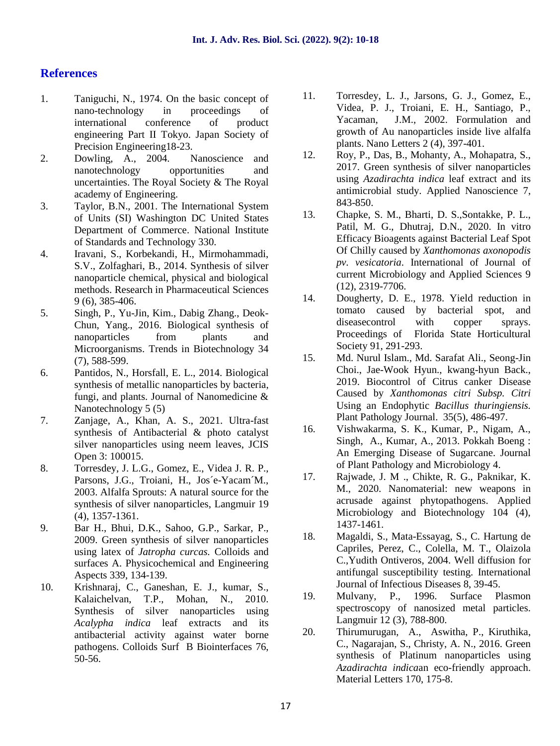## References

1. Taniguchi, N., 1974. On the basic concept of nano-technology in proceedings of international conference of product engineering Part II Tokyo. Japan Society of Precision Engineering18-23.
2. Dowling, A., 2004. Nanoscience and nanotechnology opportunities and uncertainties. The Royal Society & The Royal academy of Engineering.
3. Taylor, B.N., 2001. The International System of Units (SI) Washington DC United States Department of Commerce. National Institute of Standards and Technology 330.
4. Iravani, S., Korbekandi, H., Mirmohammadi, S.V., Zolfaghari, B., 2014. Synthesis of silver nanoparticle chemical, physical and biological methods. Research in Pharmaceutical Sciences 9 (6), 385-406.
5. Singh, P., Yu-Jin, Kim., Dabig Zhang., Deok-Chun, Yang., 2016. Biological synthesis of nanoparticles from plants and Microorganisms. Trends in Biotechnology 34 (7), 588-599.
6. Pantidos, N., Horsfall, E. L., 2014. Biological synthesis of metallic nanoparticles by bacteria, fungi, and plants. Journal of Nanomedicine & Nanotechnology 5 (5)
7. Zanjage, A., Khan, A. S., 2021. Ultra-fast synthesis of Antibacterial & photo catalyst silver nanoparticles using neem leaves, JCIS Open 3: 100015.
8. Torresdey, J. L.G., Gomez, E., Videa J. R. P., Parsons, J.G., Troiani, H., Jos´e-Yacam´M., 2003. Alfalfa Sprouts: A natural source for the synthesis of silver nanoparticles, Langmuir 19 (4), 1357-1361.
9. Bar H., Bhui, D.K., Sahoo, G.P., Sarkar, P., 2009. Green synthesis of silver nanoparticles using latex of *Jatropha curcas.* Colloids and surfaces A. Physicochemical and Engineering Aspects 339, 134-139.
10. Krishnaraj, C., Ganeshan, E. J., kumar, S., Kalaichelvan, T.P., Mohan, N., 2010. Synthesis of silver nanoparticles using *Acalypha indica* leaf extracts and its antibacterial activity against water borne pathogens. Colloids Surf B Biointerfaces 76, 50-56.
11. Torresdey, L. J., Jarsons, G. J., Gomez, E., Videa, P. J., Troiani, E. H., Santiago, P., Yacaman, J.M., 2002. Formulation and growth of Au nanoparticles inside live alfalfa plants. Nano Letters 2 (4), 397-401.
12. Roy, P., Das, B., Mohanty, A., Mohapatra, S., 2017. Green synthesis of silver nanoparticles using *Azadirachta indica* leaf extract and its antimicrobial study. Applied Nanoscience 7, 843-850.
13. Chapke, S. M., Bharti, D. S.,Sontakke, P. L., Patil, M. G., Dhutraj, D.N., 2020. In vitro Efficacy Bioagents against Bacterial Leaf Spot Of Chilly caused by *Xanthomonas axonopodis pv. vesicatoria*. International of Journal of current Microbiology and Applied Sciences 9 (12), 2319-7706.
14. Dougherty, D. E., 1978. Yield reduction in tomato caused by bacterial spot, and diseasecontrol with copper sprays. Proceedings of Florida State Horticultural Society 91, 291-293.
15. Md. Nurul Islam., Md. Sarafat Ali., Seong-Jin Choi., Jae-Wook Hyun., kwang-hyun Back., 2019. Biocontrol of Citrus canker Disease Caused by *Xanthomonas citri Subsp. Citri* Using an Endophytic *Bacillus thuringiensis.* Plant Pathology Journal. 35(5), 486-497.
16. Vishwakarma, S. K., Kumar, P., Nigam, A., Singh, A., Kumar, A., 2013. Pokkah Boeng : An Emerging Disease of Sugarcane. Journal of Plant Pathology and Microbiology 4.
17. Rajwade, J. M ., Chikte, R. G., Paknikar, K. M., 2020. Nanomaterial: new weapons in acrusade against phytopathogens. Applied Microbiology and Biotechnology 104 (4), 1437-1461.
18. Magaldi, S., Mata-Essayag, S., C. Hartung de Capriles, Perez, C., Colella, M. T., Olaizola C.,Yudith Ontiveros, 2004. Well diffusion for antifungal susceptibility testing. International Journal of Infectious Diseases 8, 39-45.
19. Mulvany, P., 1996. Surface Plasmon spectroscopy of nanosized metal particles. Langmuir 12 (3), 788-800.
20. Thirumurugan, A., Aswitha, P., Kiruthika, C., Nagarajan, S., Christy, A. N., 2016. Green synthesis of Platinum nanoparticles using *Azadirachta indica*an eco-friendly approach. Material Letters 170, 175-8.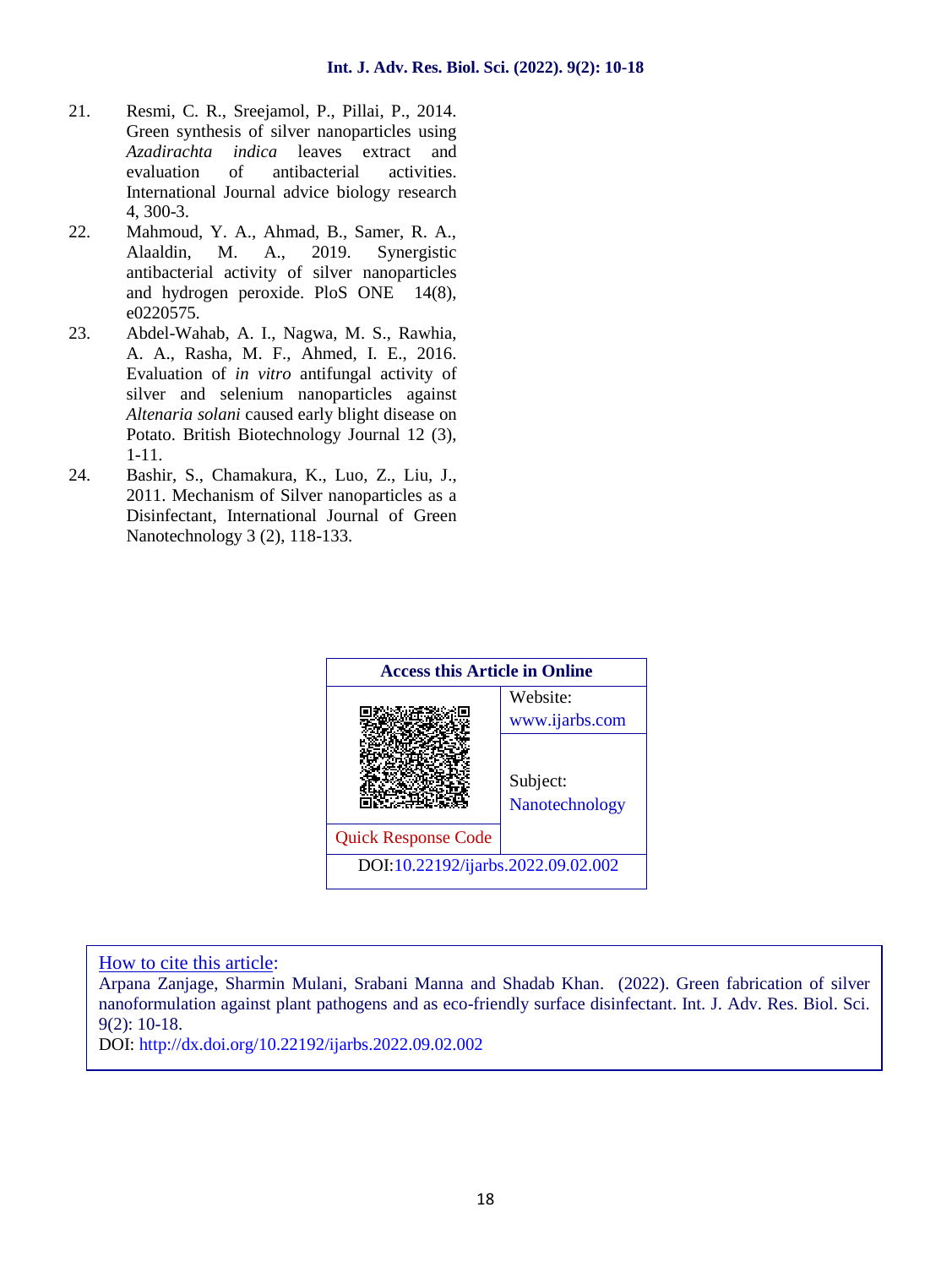21. Resmi, C. R., Sreejamol, P., Pillai, P., 2014. Green synthesis of silver nanoparticles using *Azadirachta indica* leaves extract and evaluation of antibacterial activities. International Journal advice biology research 4, 300-3.
22. Mahmoud, Y. A., Ahmad, B., Samer, R. A., Alaaldin, M. A., 2019. Synergistic antibacterial activity of silver nanoparticles and hydrogen peroxide. PloS ONE 14(8), e0220575.
23. Abdel-Wahab, A. I., Nagwa, M. S., Rawhia, A. A., Rasha, M. F., Ahmed, I. E., 2016. Evaluation of *in vitro* antifungal activity of silver and selenium nanoparticles against *Altenaria solani* caused early blight disease on Potato. British Biotechnology Journal 12 (3), 1-11.
24. Bashir, S., Chamakura, K., Luo, Z., Liu, J., 2011. Mechanism of Silver nanoparticles as a Disinfectant, International Journal of Green Nanotechnology 3 (2), 118-133.

| Access this Article in Online | |
|---|---|
| | Website: www.ijarbs.com |
| Quick Response Code | Subject: Nanotechnology |
| DOI:10.22192/ijarbs.2022.09.02.002 | |

How to cite this article:
Arpana Zanjage, Sharmin Mulani, Srabani Manna and Shadab Khan. (2022). Green fabrication of silver nanoformulation against plant pathogens and as eco-friendly surface disinfectant. Int. J. Adv. Res. Biol. Sci. 9(2): 10-18.
DOI: http://dx.doi.org/10.22192/ijarbs.2022.09.02.002